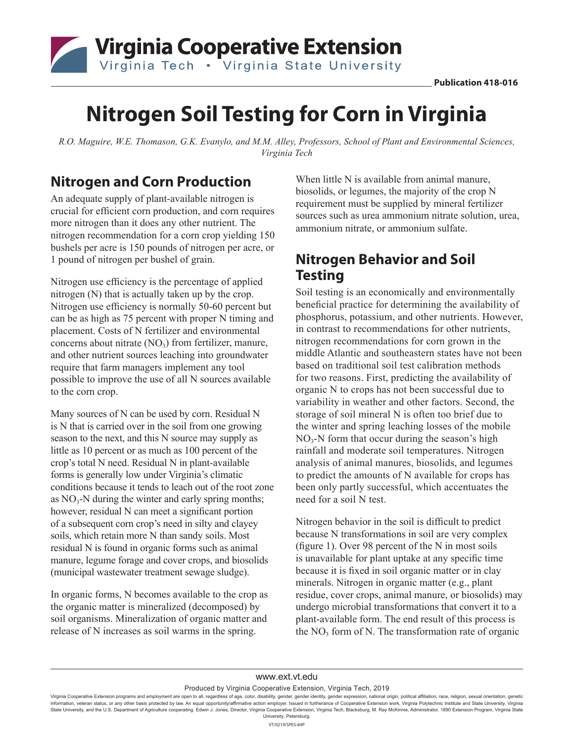Virginia Cooperative Extension

Virginia Tech • Virginia State University

Publication 418-016

# Nitrogen Soil Testing for Corn in Virginia

*R.O. Maguire, W.E. Thomason, G.K. Evanylo, and M.M. Alley, Professors, School of Plant and Environmental Sciences, Virginia Tech*

## Nitrogen and Corn Production

An adequate supply of plant-available nitrogen is crucial for efficient corn production, and corn requires more nitrogen than it does any other nutrient. The nitrogen recommendation for a corn crop yielding 150 bushels per acre is 150 pounds of nitrogen per acre, or 1 pound of nitrogen per bushel of grain.

Nitrogen use efficiency is the percentage of applied nitrogen (N) that is actually taken up by the crop. Nitrogen use efficiency is normally 50-60 percent but can be as high as 75 percent with proper N timing and placement. Costs of N fertilizer and environmental concerns about nitrate ($NO_3$) from fertilizer, manure, and other nutrient sources leaching into groundwater require that farm managers implement any tool possible to improve the use of all N sources available to the corn crop.

Many sources of N can be used by corn. Residual N is N that is carried over in the soil from one growing season to the next, and this N source may supply as little as 10 percent or as much as 100 percent of the crop's total N need. Residual N in plant-available forms is generally low under Virginia's climatic conditions because it tends to leach out of the root zone as $NO_3$-N during the winter and early spring months; however, residual N can meet a significant portion of a subsequent corn crop's need in silty and clayey soils, which retain more N than sandy soils. Most residual N is found in organic forms such as animal manure, legume forage and cover crops, and biosolids (municipal wastewater treatment sewage sludge).

In organic forms, N becomes available to the crop as the organic matter is mineralized (decomposed) by soil organisms. Mineralization of organic matter and release of N increases as soil warms in the spring.

When little N is available from animal manure, biosolids, or legumes, the majority of the crop N requirement must be supplied by mineral fertilizer sources such as urea ammonium nitrate solution, urea, ammonium nitrate, or ammonium sulfate.

## Nitrogen Behavior and Soil Testing

Soil testing is an economically and environmentally beneficial practice for determining the availability of phosphorus, potassium, and other nutrients. However, in contrast to recommendations for other nutrients, nitrogen recommendations for corn grown in the middle Atlantic and southeastern states have not been based on traditional soil test calibration methods for two reasons. First, predicting the availability of organic N to crops has not been successful due to variability in weather and other factors. Second, the storage of soil mineral N is often too brief due to the winter and spring leaching losses of the mobile $NO_3$-N form that occur during the season's high rainfall and moderate soil temperatures. Nitrogen analysis of animal manures, biosolids, and legumes to predict the amounts of N available for crops has been only partly successful, which accentuates the need for a soil N test.

Nitrogen behavior in the soil is difficult to predict because N transformations in soil are very complex (figure 1). Over 98 percent of the N in most soils is unavailable for plant uptake at any specific time because it is fixed in soil organic matter or in clay minerals. Nitrogen in organic matter (e.g., plant residue, cover crops, animal manure, or biosolids) may undergo microbial transformations that convert it to a plant-available form. The end result of this process is the $NO_3$ form of N. The transformation rate of organic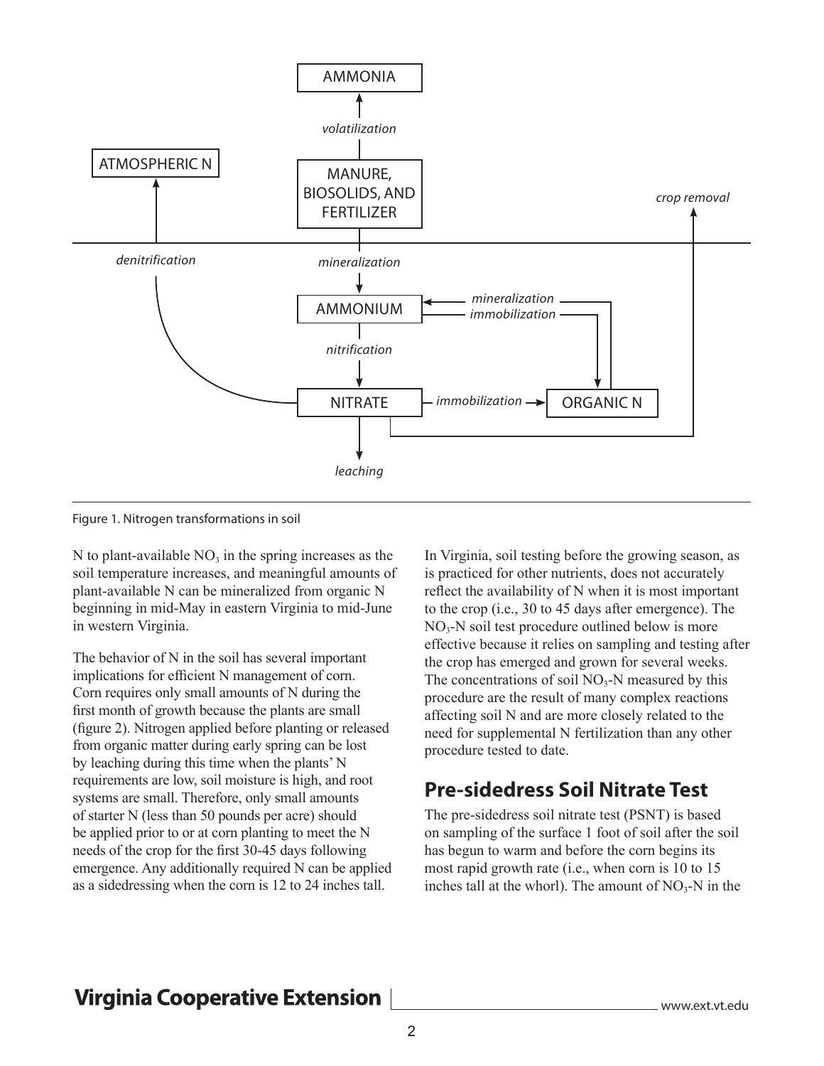Figure 1. Nitrogen transformations in soil

N to plant-available $NO_3$ in the spring increases as the soil temperature increases, and meaningful amounts of plant-available N can be mineralized from organic N beginning in mid-May in eastern Virginia to mid-June in western Virginia.

The behavior of N in the soil has several important implications for efficient N management of corn. Corn requires only small amounts of N during the first month of growth because the plants are small (figure 2). Nitrogen applied before planting or released from organic matter during early spring can be lost by leaching during this time when the plants' N requirements are low, soil moisture is high, and root systems are small. Therefore, only small amounts of starter N (less than 50 pounds per acre) should be applied prior to or at corn planting to meet the N needs of the crop for the first 30-45 days following emergence. Any additionally required N can be applied as a sidedressing when the corn is 12 to 24 inches tall.

In Virginia, soil testing before the growing season, as is practiced for other nutrients, does not accurately reflect the availability of N when it is most important to the crop (i.e., 30 to 45 days after emergence). The $NO_3$-N soil test procedure outlined below is more effective because it relies on sampling and testing after the crop has emerged and grown for several weeks. The concentrations of soil $NO_3$-N measured by this procedure are the result of many complex reactions affecting soil N and are more closely related to the need for supplemental N fertilization than any other procedure tested to date.

## Pre-sidedress Soil Nitrate Test

The pre-sidedress soil nitrate test (PSNT) is based on sampling of the surface 1 foot of soil after the soil has begun to warm and before the corn begins its most rapid growth rate (i.e., when corn is 10 to 15 inches tall at the whorl). The amount of $NO_3$-N in the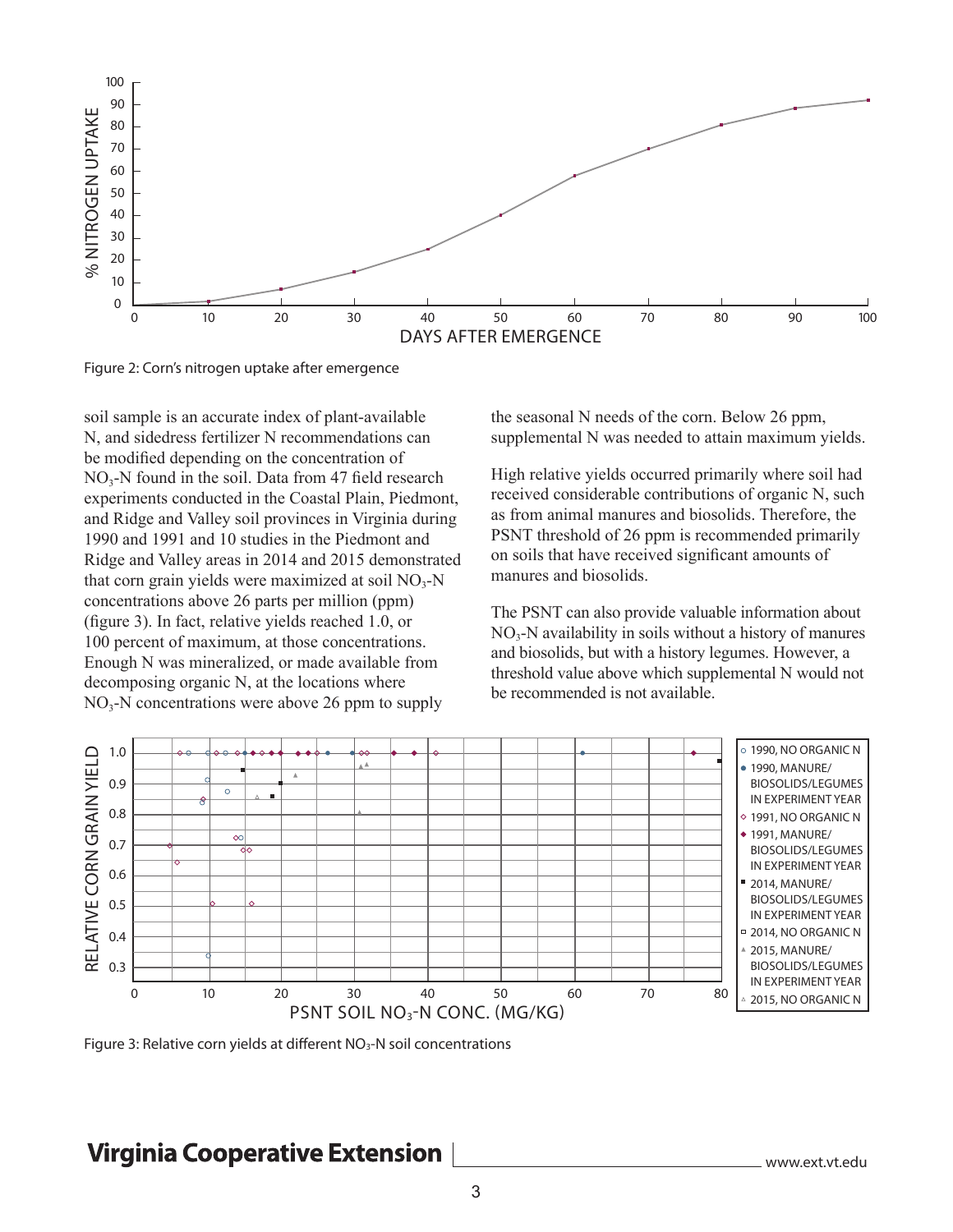Figure 2: Corn's nitrogen uptake after emergence

soil sample is an accurate index of plant-available N, and sidedress fertilizer N recommendations can be modified depending on the concentration of $NO_3$-N found in the soil. Data from 47 field research experiments conducted in the Coastal Plain, Piedmont, and Ridge and Valley soil provinces in Virginia during 1990 and 1991 and 10 studies in the Piedmont and Ridge and Valley areas in 2014 and 2015 demonstrated that corn grain yields were maximized at soil $NO_3$-N concentrations above 26 parts per million (ppm) (figure 3). In fact, relative yields reached 1.0, or 100 percent of maximum, at those concentrations. Enough N was mineralized, or made available from decomposing organic N, at the locations where $NO_3$-N concentrations were above 26 ppm to supply the seasonal N needs of the corn. Below 26 ppm, supplemental N was needed to attain maximum yields.

High relative yields occurred primarily where soil had received considerable contributions of organic N, such as from animal manures and biosolids. Therefore, the PSNT threshold of 26 ppm is recommended primarily on soils that have received significant amounts of manures and biosolids.

The PSNT can also provide valuable information about $NO_3$-N availability in soils without a history of manures and biosolids, but with a history legumes. However, a threshold value above which supplemental N would not be recommended is not available.

Figure 3: Relative corn yields at different $NO_3$-N soil concentrations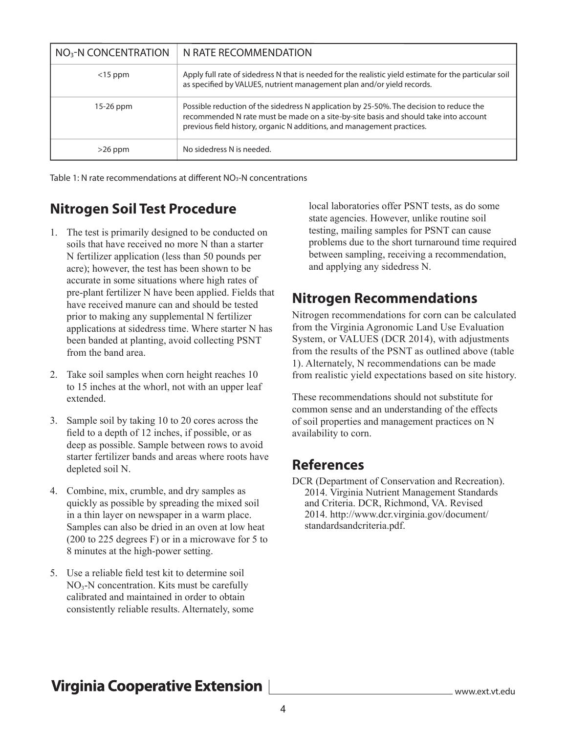| $NO_3$-N CONCENTRATION | N RATE RECOMMENDATION |
|---|---|
| <15 ppm | Apply full rate of sidedress N that is needed for the realistic yield estimate for the particular soil as specified by VALUES, nutrient management plan and/or yield records. |
| 15-26 ppm | Possible reduction of the sidedress N application by 25-50%. The decision to reduce the recommended N rate must be made on a site-by-site basis and should take into account previous field history, organic N additions, and management practices. |
| >26 ppm | No sidedress N is needed. |

Table 1: N rate recommendations at different $NO_3$-N concentrations

## Nitrogen Soil Test Procedure

1. The test is primarily designed to be conducted on soils that have received no more N than a starter N fertilizer application (less than 50 pounds per acre); however, the test has been shown to be accurate in some situations where high rates of pre-plant fertilizer N have been applied. Fields that have received manure can and should be tested prior to making any supplemental N fertilizer applications at sidedress time. Where starter N has been banded at planting, avoid collecting PSNT from the band area.

2. Take soil samples when corn height reaches 10 to 15 inches at the whorl, not with an upper leaf extended.

3. Sample soil by taking 10 to 20 cores across the field to a depth of 12 inches, if possible, or as deep as possible. Sample between rows to avoid starter fertilizer bands and areas where roots have depleted soil N.

4. Combine, mix, crumble, and dry samples as quickly as possible by spreading the mixed soil in a thin layer on newspaper in a warm place. Samples can also be dried in an oven at low heat (200 to 225 degrees F) or in a microwave for 5 to 8 minutes at the high-power setting.

5. Use a reliable field test kit to determine soil $NO_3$-N concentration. Kits must be carefully calibrated and maintained in order to obtain consistently reliable results. Alternately, some local laboratories offer PSNT tests, as do some state agencies. However, unlike routine soil testing, mailing samples for PSNT can cause problems due to the short turnaround time required between sampling, receiving a recommendation, and applying any sidedress N.

## Nitrogen Recommendations

Nitrogen recommendations for corn can be calculated from the Virginia Agronomic Land Use Evaluation System, or VALUES (DCR 2014), with adjustments from the results of the PSNT as outlined above (table 1). Alternately, N recommendations can be made from realistic yield expectations based on site history.

These recommendations should not substitute for common sense and an understanding of the effects of soil properties and management practices on N availability to corn.

## References

DCR (Department of Conservation and Recreation). 2014. Virginia Nutrient Management Standards and Criteria. DCR, Richmond, VA. Revised 2014. http://www.dcr.virginia.gov/document/standardsandcriteria.pdf.